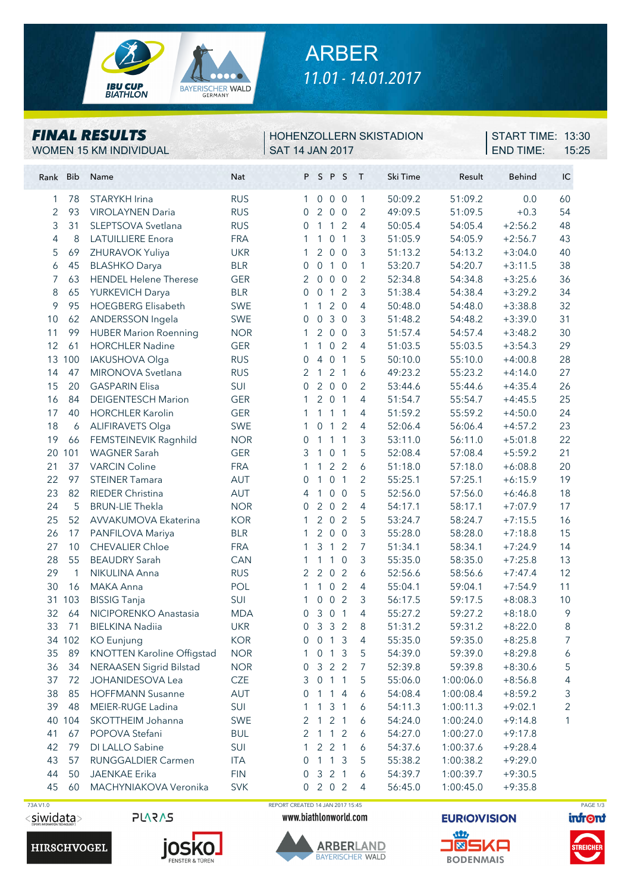# ARBER
*11.01 - 14.01.2017*

## *FINAL RESULTS*
WOMEN 15 KM INDIVIDUAL

HOHENZOLLERN SKISTADION
SAT 14 JAN 2017

START TIME: 13:30
END TIME: 15:25

| Rank | Bib | Name | Nat | P | S | P | S | T | Ski Time | Result | Behind | IC |
|---|---|---|---|---|---|---|---|---|---|---|---|---|
| 1 | 78 | STARYKH Irina | RUS | 1 | 0 | 0 | 0 | 1 | 50:09.2 | 51:09.2 | 0.0 | 60 |
| 2 | 93 | VIROLAYNEN Daria | RUS | 0 | 2 | 0 | 0 | 2 | 49:09.5 | 51:09.5 | +0.3 | 54 |
| 3 | 31 | SLEPTSOVA Svetlana | RUS | 0 | 1 | 1 | 2 | 4 | 50:05.4 | 54:05.4 | +2:56.2 | 48 |
| 4 | 8 | LATUILLIERE Enora | FRA | 1 | 1 | 0 | 1 | 3 | 51:05.9 | 54:05.9 | +2:56.7 | 43 |
| 5 | 69 | ZHURAVOK Yuliya | UKR | 1 | 2 | 0 | 0 | 3 | 51:13.2 | 54:13.2 | +3:04.0 | 40 |
| 6 | 45 | BLASHKO Darya | BLR | 0 | 0 | 1 | 0 | 1 | 53:20.7 | 54:20.7 | +3:11.5 | 38 |
| 7 | 63 | HENDEL Helene Therese | GER | 2 | 0 | 0 | 0 | 2 | 52:34.8 | 54:34.8 | +3:25.6 | 36 |
| 8 | 65 | YURKEVICH Darya | BLR | 0 | 0 | 1 | 2 | 3 | 51:38.4 | 54:38.4 | +3:29.2 | 34 |
| 9 | 95 | HOEGBERG Elisabeth | SWE | 1 | 1 | 2 | 0 | 4 | 50:48.0 | 54:48.0 | +3:38.8 | 32 |
| 10 | 62 | ANDERSSON Ingela | SWE | 0 | 0 | 3 | 0 | 3 | 51:48.2 | 54:48.2 | +3:39.0 | 31 |
| 11 | 99 | HUBER Marion Roenning | NOR | 1 | 2 | 0 | 0 | 3 | 51:57.4 | 54:57.4 | +3:48.2 | 30 |
| 12 | 61 | HORCHLER Nadine | GER | 1 | 1 | 0 | 2 | 4 | 51:03.5 | 55:03.5 | +3:54.3 | 29 |
| 13 | 100 | IAKUSHOVA Olga | RUS | 0 | 4 | 0 | 1 | 5 | 50:10.0 | 55:10.0 | +4:00.8 | 28 |
| 14 | 47 | MIRONOVA Svetlana | RUS | 2 | 1 | 2 | 1 | 6 | 49:23.2 | 55:23.2 | +4:14.0 | 27 |
| 15 | 20 | GASPARIN Elisa | SUI | 0 | 2 | 0 | 0 | 2 | 53:44.6 | 55:44.6 | +4:35.4 | 26 |
| 16 | 84 | DEIGENTESCH Marion | GER | 1 | 2 | 0 | 1 | 4 | 51:54.7 | 55:54.7 | +4:45.5 | 25 |
| 17 | 40 | HORCHLER Karolin | GER | 1 | 1 | 1 | 1 | 4 | 51:59.2 | 55:59.2 | +4:50.0 | 24 |
| 18 | 6 | ALIFIRAVETS Olga | SWE | 1 | 0 | 1 | 2 | 4 | 52:06.4 | 56:06.4 | +4:57.2 | 23 |
| 19 | 66 | FEMSTEINEVIK Ragnhild | NOR | 0 | 1 | 1 | 1 | 3 | 53:11.0 | 56:11.0 | +5:01.8 | 22 |
| 20 | 101 | WAGNER Sarah | GER | 3 | 1 | 0 | 1 | 5 | 52:08.4 | 57:08.4 | +5:59.2 | 21 |
| 21 | 37 | VARCIN Coline | FRA | 1 | 1 | 2 | 2 | 6 | 51:18.0 | 57:18.0 | +6:08.8 | 20 |
| 22 | 97 | STEINER Tamara | AUT | 0 | 1 | 0 | 1 | 2 | 55:25.1 | 57:25.1 | +6:15.9 | 19 |
| 23 | 82 | RIEDER Christina | AUT | 4 | 1 | 0 | 0 | 5 | 52:56.0 | 57:56.0 | +6:46.8 | 18 |
| 24 | 5 | BRUN-LIE Thekla | NOR | 0 | 2 | 0 | 2 | 4 | 54:17.1 | 58:17.1 | +7:07.9 | 17 |
| 25 | 52 | AVVAKUMOVA Ekaterina | KOR | 1 | 2 | 0 | 2 | 5 | 53:24.7 | 58:24.7 | +7:15.5 | 16 |
| 26 | 17 | PANFILOVA Mariya | BLR | 1 | 2 | 0 | 0 | 3 | 55:28.0 | 58:28.0 | +7:18.8 | 15 |
| 27 | 10 | CHEVALIER Chloe | FRA | 1 | 3 | 1 | 2 | 7 | 51:34.1 | 58:34.1 | +7:24.9 | 14 |
| 28 | 55 | BEAUDRY Sarah | CAN | 1 | 1 | 1 | 0 | 3 | 55:35.0 | 58:35.0 | +7:25.8 | 13 |
| 29 | 1 | NIKULINA Anna | RUS | 2 | 2 | 0 | 2 | 6 | 52:56.6 | 58:56.6 | +7:47.4 | 12 |
| 30 | 16 | MAKA Anna | POL | 1 | 1 | 0 | 2 | 4 | 55:04.1 | 59:04.1 | +7:54.9 | 11 |
| 31 | 103 | BISSIG Tanja | SUI | 1 | 0 | 0 | 2 | 3 | 56:17.5 | 59:17.5 | +8:08.3 | 10 |
| 32 | 64 | NICIPORENKO Anastasia | MDA | 0 | 3 | 0 | 1 | 4 | 55:27.2 | 59:27.2 | +8:18.0 | 9 |
| 33 | 71 | BIELKINA Nadiia | UKR | 0 | 3 | 3 | 2 | 8 | 51:31.2 | 59:31.2 | +8:22.0 | 8 |
| 34 | 102 | KO Eunjung | KOR | 0 | 0 | 1 | 3 | 4 | 55:35.0 | 59:35.0 | +8:25.8 | 7 |
| 35 | 89 | KNOTTEN Karoline Offigstad | NOR | 1 | 0 | 1 | 3 | 5 | 54:39.0 | 59:39.0 | +8:29.8 | 6 |
| 36 | 34 | NERAASEN Sigrid Bilstad | NOR | 0 | 3 | 2 | 2 | 7 | 52:39.8 | 59:39.8 | +8:30.6 | 5 |
| 37 | 72 | JOHANIDESOVA Lea | CZE | 3 | 0 | 1 | 1 | 5 | 55:06.0 | 1:00:06.0 | +8:56.8 | 4 |
| 38 | 85 | HOFFMANN Susanne | AUT | 0 | 1 | 1 | 4 | 6 | 54:08.4 | 1:00:08.4 | +8:59.2 | 3 |
| 39 | 48 | MEIER-RUGE Ladina | SUI | 1 | 1 | 3 | 1 | 6 | 54:11.3 | 1:00:11.3 | +9:02.1 | 2 |
| 40 | 104 | SKOTTHEIM Johanna | SWE | 2 | 1 | 2 | 1 | 6 | 54:24.0 | 1:00:24.0 | +9:14.8 | 1 |
| 41 | 67 | POPOVA Stefani | BUL | 2 | 1 | 1 | 2 | 6 | 54:27.0 | 1:00:27.0 | +9:17.8 | |
| 42 | 79 | DI LALLO Sabine | SUI | 1 | 2 | 2 | 1 | 6 | 54:37.6 | 1:00:37.6 | +9:28.4 | |
| 43 | 57 | RUNGGALDIER Carmen | ITA | 0 | 1 | 1 | 3 | 5 | 55:38.2 | 1:00:38.2 | +9:29.0 | |
| 44 | 50 | JAENKAE Erika | FIN | 0 | 3 | 2 | 1 | 6 | 54:39.7 | 1:00:39.7 | +9:30.5 | |
| 45 | 60 | MACHYNIAKOVA Veronika | SVK | 0 | 2 | 0 | 2 | 4 | 56:45.0 | 1:00:45.0 | +9:35.8 | |

73A V1.0 REPORT CREATED 14 JAN 2017 15:45

www.biathlonworld.com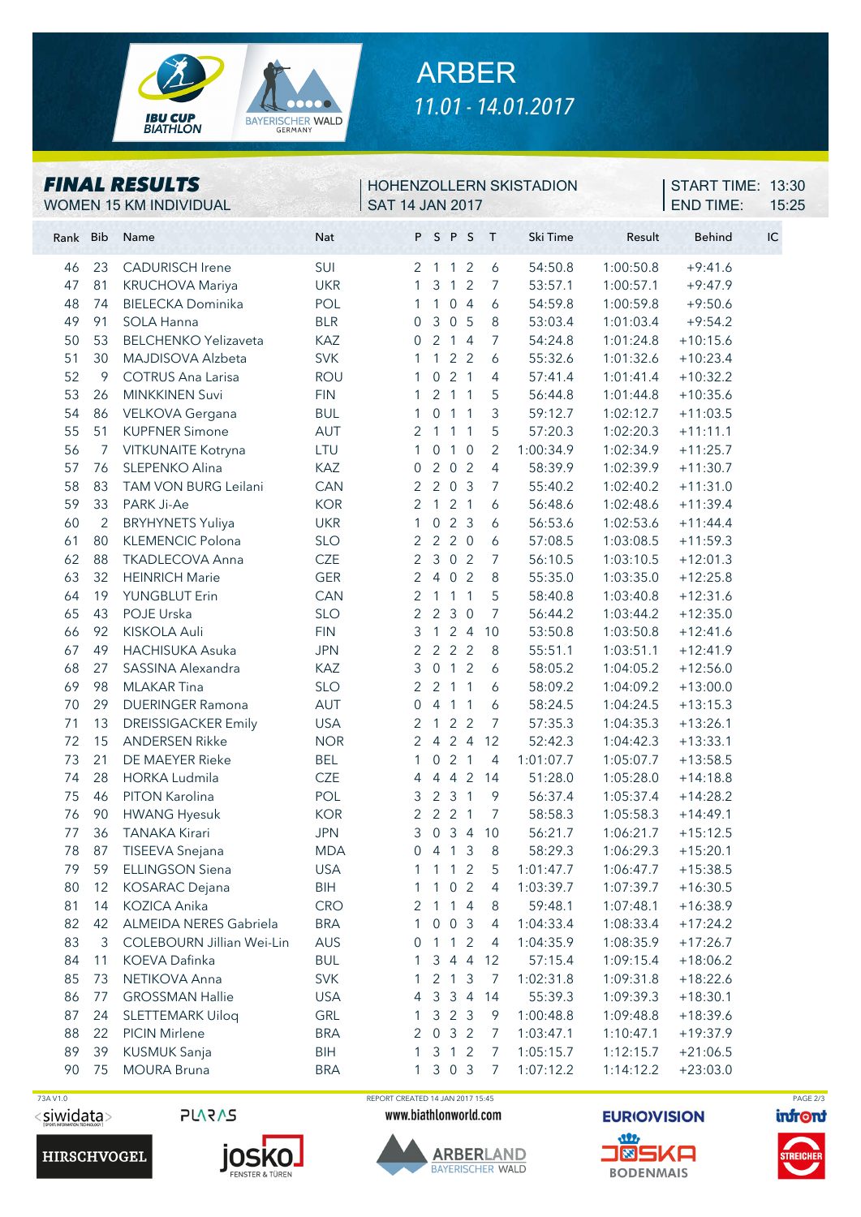# ARBER

*11.01 - 14.01.2017*

## FINAL RESULTS

WOMEN 15 KM INDIVIDUAL

HOHENZOLLERN SKISTADION
SAT 14 JAN 2017

START TIME: 13:30
END TIME: 15:25

| Rank | Bib | Name | Nat | P | S | P | S | T | Ski Time | Result | Behind | IC |
|---|---|---|---|---|---|---|---|---|---|---|---|---|
| 46 | 23 | CADURISCH Irene | SUI | 2 | 1 | 1 | 2 | 6 | 54:50.8 | 1:00:50.8 | +9:41.6 | |
| 47 | 81 | KRUCHOVA Mariya | UKR | 1 | 3 | 1 | 2 | 7 | 53:57.1 | 1:00:57.1 | +9:47.9 | |
| 48 | 74 | BIELECKA Dominika | POL | 1 | 1 | 0 | 4 | 6 | 54:59.8 | 1:00:59.8 | +9:50.6 | |
| 49 | 91 | SOLA Hanna | BLR | 0 | 3 | 0 | 5 | 8 | 53:03.4 | 1:01:03.4 | +9:54.2 | |
| 50 | 53 | BELCHENKO Yelizaveta | KAZ | 0 | 2 | 1 | 4 | 7 | 54:24.8 | 1:01:24.8 | +10:15.6 | |
| 51 | 30 | MAJDISOVA Alzbeta | SVK | 1 | 1 | 2 | 2 | 6 | 55:32.6 | 1:01:32.6 | +10:23.4 | |
| 52 | 9 | COTRUS Ana Larisa | ROU | 1 | 0 | 2 | 1 | 4 | 57:41.4 | 1:01:41.4 | +10:32.2 | |
| 53 | 26 | MINKKINEN Suvi | FIN | 1 | 2 | 1 | 1 | 5 | 56:44.8 | 1:01:44.8 | +10:35.6 | |
| 54 | 86 | VELKOVA Gergana | BUL | 1 | 0 | 1 | 1 | 3 | 59:12.7 | 1:02:12.7 | +11:03.5 | |
| 55 | 51 | KUPFNER Simone | AUT | 2 | 1 | 1 | 1 | 5 | 57:20.3 | 1:02:20.3 | +11:11.1 | |
| 56 | 7 | VITKUNAITE Kotryna | LTU | 1 | 0 | 1 | 0 | 2 | 1:00:34.9 | 1:02:34.9 | +11:25.7 | |
| 57 | 76 | SLEPENKO Alina | KAZ | 0 | 2 | 0 | 2 | 4 | 58:39.9 | 1:02:39.9 | +11:30.7 | |
| 58 | 83 | TAM VON BURG Leilani | CAN | 2 | 2 | 0 | 3 | 7 | 55:40.2 | 1:02:40.2 | +11:31.0 | |
| 59 | 33 | PARK Ji-Ae | KOR | 2 | 1 | 2 | 1 | 6 | 56:48.6 | 1:02:48.6 | +11:39.4 | |
| 60 | 2 | BRYHYNETS Yuliya | UKR | 1 | 0 | 2 | 3 | 6 | 56:53.6 | 1:02:53.6 | +11:44.4 | |
| 61 | 80 | KLEMENCIC Polona | SLO | 2 | 2 | 2 | 0 | 6 | 57:08.5 | 1:03:08.5 | +11:59.3 | |
| 62 | 88 | TKADLECOVA Anna | CZE | 2 | 3 | 0 | 2 | 7 | 56:10.5 | 1:03:10.5 | +12:01.3 | |
| 63 | 32 | HEINRICH Marie | GER | 2 | 4 | 0 | 2 | 8 | 55:35.0 | 1:03:35.0 | +12:25.8 | |
| 64 | 19 | YUNGBLUT Erin | CAN | 2 | 1 | 1 | 1 | 5 | 58:40.8 | 1:03:40.8 | +12:31.6 | |
| 65 | 43 | POJE Urska | SLO | 2 | 2 | 3 | 0 | 7 | 56:44.2 | 1:03:44.2 | +12:35.0 | |
| 66 | 92 | KISKOLA Auli | FIN | 3 | 1 | 2 | 4 | 10 | 53:50.8 | 1:03:50.8 | +12:41.6 | |
| 67 | 49 | HACHISUKA Asuka | JPN | 2 | 2 | 2 | 2 | 8 | 55:51.1 | 1:03:51.1 | +12:41.9 | |
| 68 | 27 | SASSINA Alexandra | KAZ | 3 | 0 | 1 | 2 | 6 | 58:05.2 | 1:04:05.2 | +12:56.0 | |
| 69 | 98 | MLAKAR Tina | SLO | 2 | 2 | 1 | 1 | 6 | 58:09.2 | 1:04:09.2 | +13:00.0 | |
| 70 | 29 | DUERINGER Ramona | AUT | 0 | 4 | 1 | 1 | 6 | 58:24.5 | 1:04:24.5 | +13:15.3 | |
| 71 | 13 | DREISSIGACKER Emily | USA | 2 | 1 | 2 | 2 | 7 | 57:35.3 | 1:04:35.3 | +13:26.1 | |
| 72 | 15 | ANDERSEN Rikke | NOR | 2 | 4 | 2 | 4 | 12 | 52:42.3 | 1:04:42.3 | +13:33.1 | |
| 73 | 21 | DE MAEYER Rieke | BEL | 1 | 0 | 2 | 1 | 4 | 1:01:07.7 | 1:05:07.7 | +13:58.5 | |
| 74 | 28 | HORKA Ludmila | CZE | 4 | 4 | 4 | 2 | 14 | 51:28.0 | 1:05:28.0 | +14:18.8 | |
| 75 | 46 | PITON Karolina | POL | 3 | 2 | 3 | 1 | 9 | 56:37.4 | 1:05:37.4 | +14:28.2 | |
| 76 | 90 | HWANG Hyesuk | KOR | 2 | 2 | 2 | 1 | 7 | 58:58.3 | 1:05:58.3 | +14:49.1 | |
| 77 | 36 | TANAKA Kirari | JPN | 3 | 0 | 3 | 4 | 10 | 56:21.7 | 1:06:21.7 | +15:12.5 | |
| 78 | 87 | TISEEVA Snejana | MDA | 0 | 4 | 1 | 3 | 8 | 58:29.3 | 1:06:29.3 | +15:20.1 | |
| 79 | 59 | ELLINGSON Siena | USA | 1 | 1 | 1 | 2 | 5 | 1:01:47.7 | 1:06:47.7 | +15:38.5 | |
| 80 | 12 | KOSARAC Dejana | BIH | 1 | 1 | 0 | 2 | 4 | 1:03:39.7 | 1:07:39.7 | +16:30.5 | |
| 81 | 14 | KOZICA Anika | CRO | 2 | 1 | 1 | 4 | 8 | 59:48.1 | 1:07:48.1 | +16:38.9 | |
| 82 | 42 | ALMEIDA NERES Gabriela | BRA | 1 | 0 | 0 | 3 | 4 | 1:04:33.4 | 1:08:33.4 | +17:24.2 | |
| 83 | 3 | COLEBOURN Jillian Wei-Lin | AUS | 0 | 1 | 1 | 2 | 4 | 1:04:35.9 | 1:08:35.9 | +17:26.7 | |
| 84 | 11 | KOEVA Dafinka | BUL | 1 | 3 | 4 | 4 | 12 | 57:15.4 | 1:09:15.4 | +18:06.2 | |
| 85 | 73 | NETIKOVA Anna | SVK | 1 | 2 | 1 | 3 | 7 | 1:02:31.8 | 1:09:31.8 | +18:22.6 | |
| 86 | 77 | GROSSMAN Hallie | USA | 4 | 3 | 3 | 4 | 14 | 55:39.3 | 1:09:39.3 | +18:30.1 | |
| 87 | 24 | SLETTEMARK Uiloq | GRL | 1 | 3 | 2 | 3 | 9 | 1:00:48.8 | 1:09:48.8 | +18:39.6 | |
| 88 | 22 | PICIN Mirlene | BRA | 2 | 0 | 3 | 2 | 7 | 1:03:47.1 | 1:10:47.1 | +19:37.9 | |
| 89 | 39 | KUSMUK Sanja | BIH | 1 | 3 | 1 | 2 | 7 | 1:05:15.7 | 1:12:15.7 | +21:06.5 | |
| 90 | 75 | MOURA Bruna | BRA | 1 | 3 | 0 | 3 | 7 | 1:07:12.2 | 1:14:12.2 | +23:03.0 | |

73A V1.0

REPORT CREATED 14 JAN 2017 15:45

www.biathlonworld.com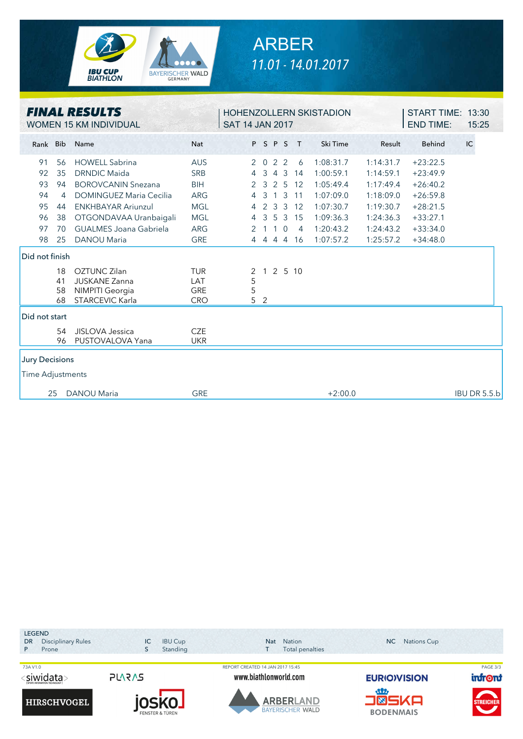# ARBER

*11.01 - 14.01.2017*

## FINAL RESULTS

WOMEN 15 KM INDIVIDUAL

HOHENZOLLERN SKISTADION
SAT 14 JAN 2017

START TIME: 13:30
END TIME: 15:25

| Rank | Bib | Name | Nat | P | S | P | S | T | Ski Time | Result | Behind | IC |
|---|---|---|---|---|---|---|---|---|---|---|---|---|
| 91 | 56 | HOWELL Sabrina | AUS | 2 | 0 | 2 | 2 | 6 | 1:08:31.7 | 1:14:31.7 | +23:22.5 | |
| 92 | 35 | DRNDIC Maida | SRB | 4 | 3 | 4 | 3 | 14 | 1:00:59.1 | 1:14:59.1 | +23:49.9 | |
| 93 | 94 | BOROVCANIN Snezana | BIH | 2 | 3 | 2 | 5 | 12 | 1:05:49.4 | 1:17:49.4 | +26:40.2 | |
| 94 | 4 | DOMINGUEZ Maria Cecilia | ARG | 4 | 3 | 1 | 3 | 11 | 1:07:09.0 | 1:18:09.0 | +26:59.8 | |
| 95 | 44 | ENKHBAYAR Ariunzul | MGL | 4 | 2 | 3 | 3 | 12 | 1:07:30.7 | 1:19:30.7 | +28:21.5 | |
| 96 | 38 | OTGONDAVAA Uranbaigali | MGL | 4 | 3 | 5 | 3 | 15 | 1:09:36.3 | 1:24:36.3 | +33:27.1 | |
| 97 | 70 | GUALMES Joana Gabriela | ARG | 2 | 1 | 1 | 0 | 4 | 1:20:43.2 | 1:24:43.2 | +33:34.0 | |
| 98 | 25 | DANOU Maria | GRE | 4 | 4 | 4 | 4 | 16 | 1:07:57.2 | 1:25:57.2 | +34:48.0 | |

### Did not finish

| Bib | Name | Nat | P | S | P | S | T |
|---|---|---|---|---|---|---|---|
| 18 | OZTUNC Zilan | TUR | 2 | 1 | 2 | 5 | 10 |
| 41 | JUSKANE Zanna | LAT | 5 | | | | |
| 58 | NIMPITI Georgia | GRE | 5 | | | | |
| 68 | STARCEVIC Karla | CRO | 5 | 2 | | | |

### Did not start

| Bib | Name | Nat |
|---|---|---|
| 54 | JISLOVA Jessica | CZE |
| 96 | PUSTOVALOVA Yana | UKR |

### Jury Decisions

Time Adjustments

| Bib | Name | Nat | Adjustment | Rule |
|---|---|---|---|---|
| 25 | DANOU Maria | GRE | +2:00.0 | IBU DR 5.5.b |

LEGEND
DR Disciplinary Rules; IC IBU Cup; Nat Nation; NC Nations Cup
P Prone; S Standing; T Total penalties

73A V1.0 — REPORT CREATED 14 JAN 2017 15:45 — www.biathlonworld.com